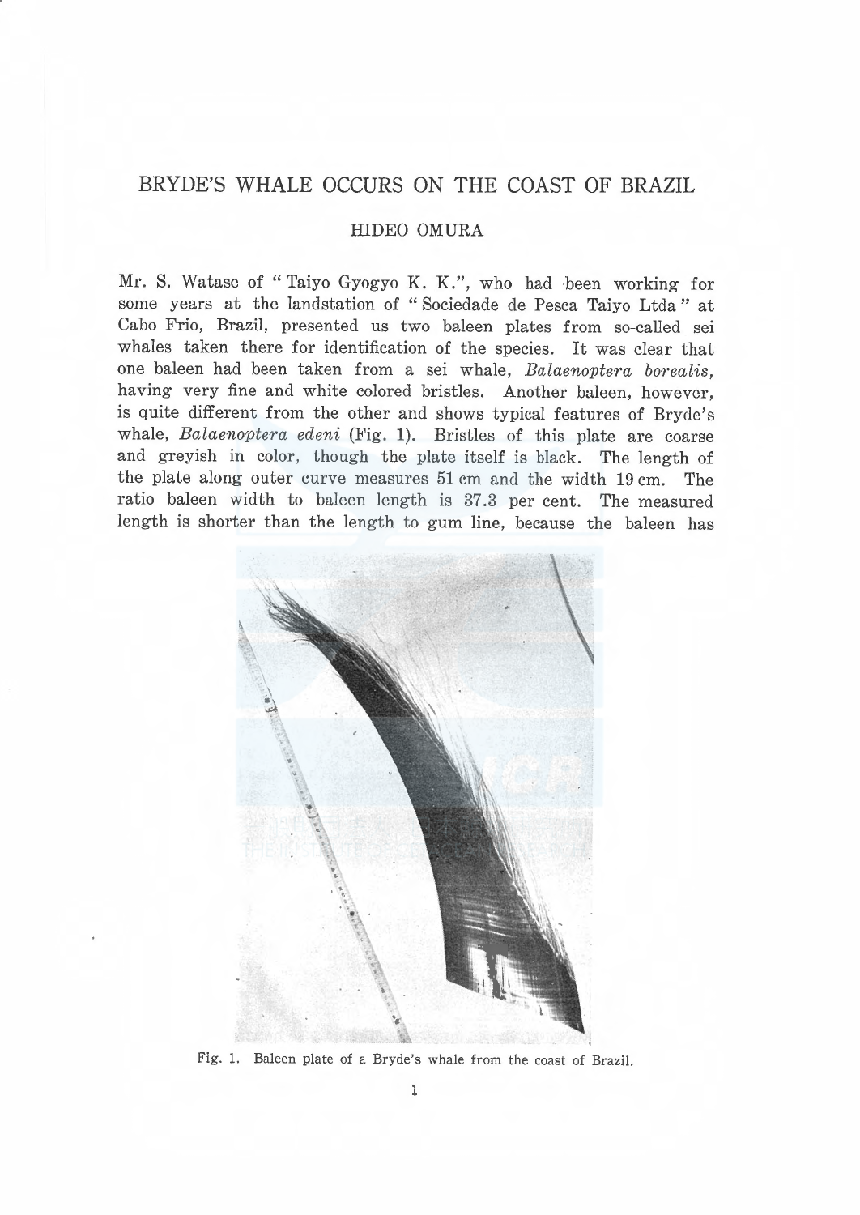# BRYDE'S WHALE OCCURS ON THE COAST OF BRAZIL

## HIDEO OMURA

Mr. S. Watase of "Taiyo Gyogyo K. K.", who had been working for some years at the landstation of "Sociedade de Pesca Taiyo Ltda" at Cabo Frio, Brazil, presented us two baleen plates from so-called sei whales taken there for identification of the species. It was clear that one baleen had been taken from a sei whale, *Balaenoptera borealis*, having very fine and white colored bristles. Another baleen, however, is quite different from the other and shows typical features of Bryde's whale, *Balaenoptera edeni* (Fig. 1). Bristles of this plate are coarse and greyish in color, though the plate itself is black. The length of the plate along outer curve measures 51 cm and the width 19 cm. The ratio baleen width to baleen length is 37.3 per cent. The measured length is shorter than the length to gum line, because the baleen has

Fig. 1. Baleen plate of a Bryde's whale from the coast of Brazil.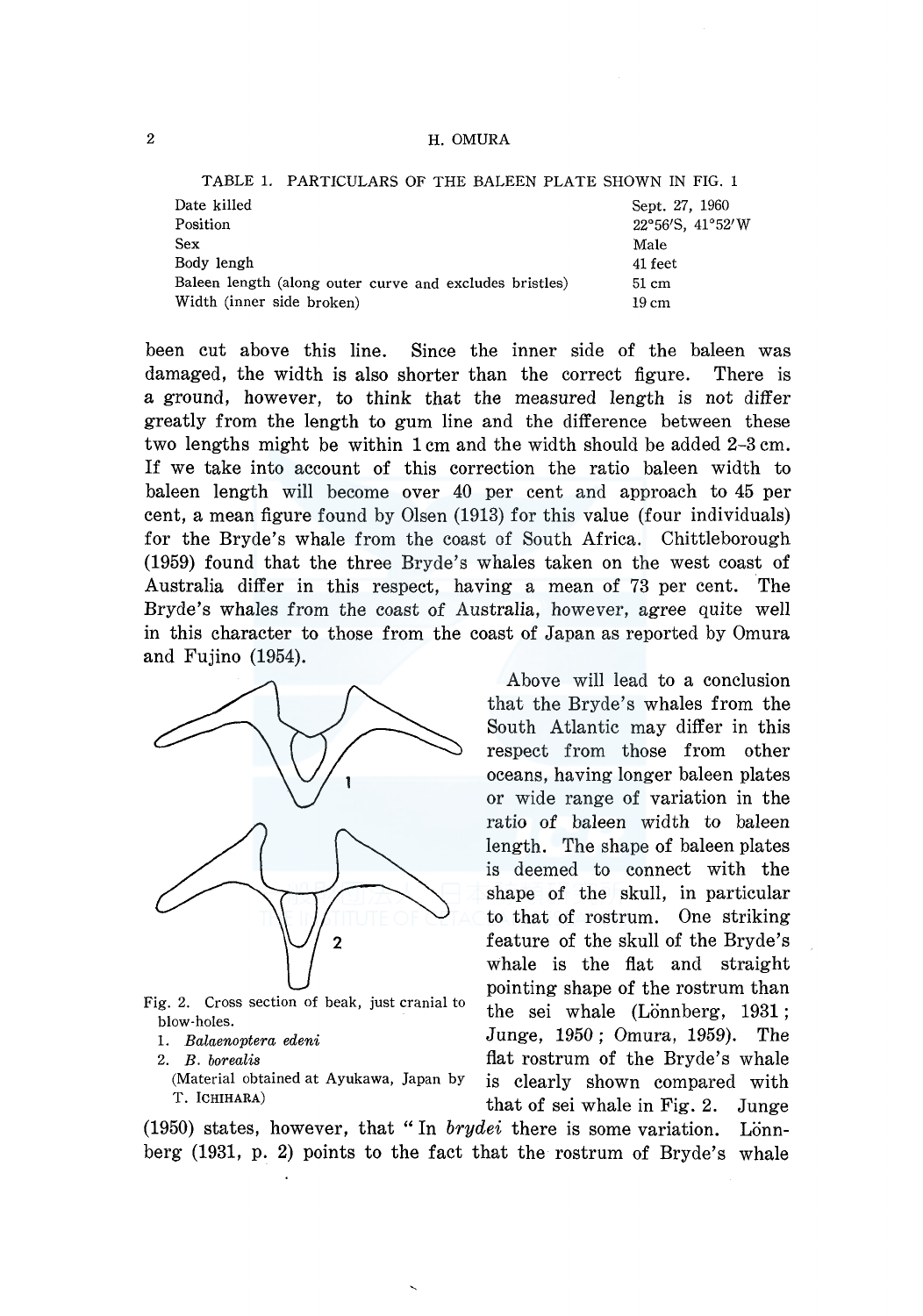TABLE 1. PARTICULARS OF THE BALEEN PLATE SHOWN IN FIG. 1

| | |
|---|---|
| Date killed | Sept. 27, 1960 |
| Position | 22°56′S, 41°52′W |
| Sex | Male |
| Body lengh | 41 feet |
| Baleen length (along outer curve and excludes bristles) | 51 cm |
| Width (inner side broken) | 19 cm |

been cut above this line. Since the inner side of the baleen was damaged, the width is also shorter than the correct figure. There is a ground, however, to think that the measured length is not differ greatly from the length to gum line and the difference between these two lengths might be within 1 cm and the width should be added 2–3 cm. If we take into account of this correction the ratio baleen width to baleen length will become over 40 per cent and approach to 45 per cent, a mean figure found by Olsen (1913) for this value (four individuals) for the Bryde's whale from the coast of South Africa. Chittleborough (1959) found that the three Bryde's whales taken on the west coast of Australia differ in this respect, having a mean of 73 per cent. The Bryde's whales from the coast of Australia, however, agree quite well in this character to those from the coast of Japan as reported by Omura and Fujino (1954).

Fig. 2. Cross section of beak, just cranial to blow-holes.
1. *Balaenoptera edeni*
2. *B. borealis*
(Material obtained at Ayukawa, Japan by T. ICHIHARA)

Above will lead to a conclusion that the Bryde's whales from the South Atlantic may differ in this respect from those from other oceans, having longer baleen plates or wide range of variation in the ratio of baleen width to baleen length. The shape of baleen plates is deemed to connect with the shape of the skull, in particular to that of rostrum. One striking feature of the skull of the Bryde's whale is the flat and straight pointing shape of the rostrum than the sei whale (Lönnberg, 1931; Junge, 1950; Omura, 1959). The flat rostrum of the Bryde's whale is clearly shown compared with that of sei whale in Fig. 2. Junge (1950) states, however, that "In *brydei* there is some variation. Lönnberg (1931, p. 2) points to the fact that the rostrum of Bryde's whale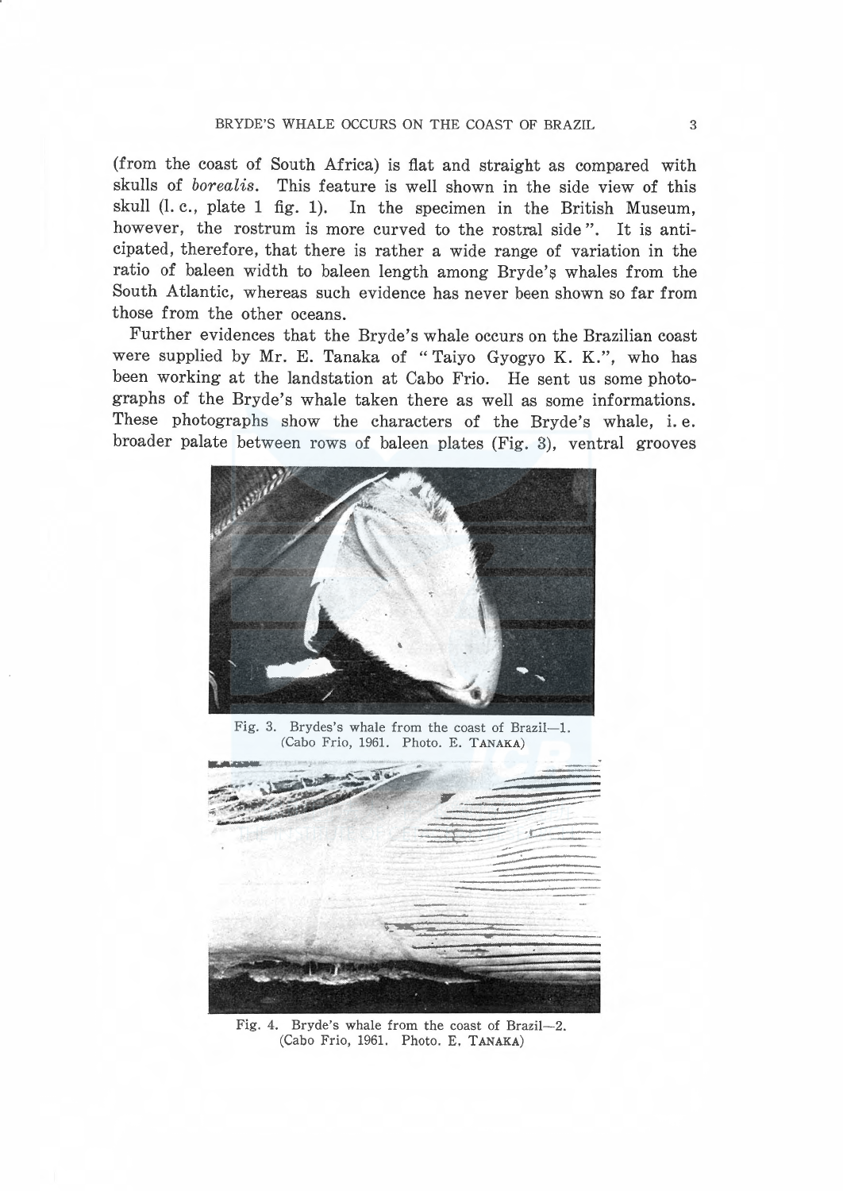(from the coast of South Africa) is flat and straight as compared with skulls of *borealis*. This feature is well shown in the side view of this skull (l. c., plate 1 fig. 1). In the specimen in the British Museum, however, the rostrum is more curved to the rostral side". It is anticipated, therefore, that there is rather a wide range of variation in the ratio of baleen width to baleen length among Bryde's whales from the South Atlantic, whereas such evidence has never been shown so far from those from the other oceans.

Further evidences that the Bryde's whale occurs on the Brazilian coast were supplied by Mr. E. Tanaka of "Taiyo Gyogyo K. K.", who has been working at the landstation at Cabo Frio. He sent us some photographs of the Bryde's whale taken there as well as some informations. These photographs show the characters of the Bryde's whale, i. e. broader palate between rows of baleen plates (Fig. 3), ventral grooves

Fig. 3. Brydes's whale from the coast of Brazil—1. (Cabo Frio, 1961. Photo. E. TANAKA)

Fig. 4. Bryde's whale from the coast of Brazil—2. (Cabo Frio, 1961. Photo. E. TANAKA)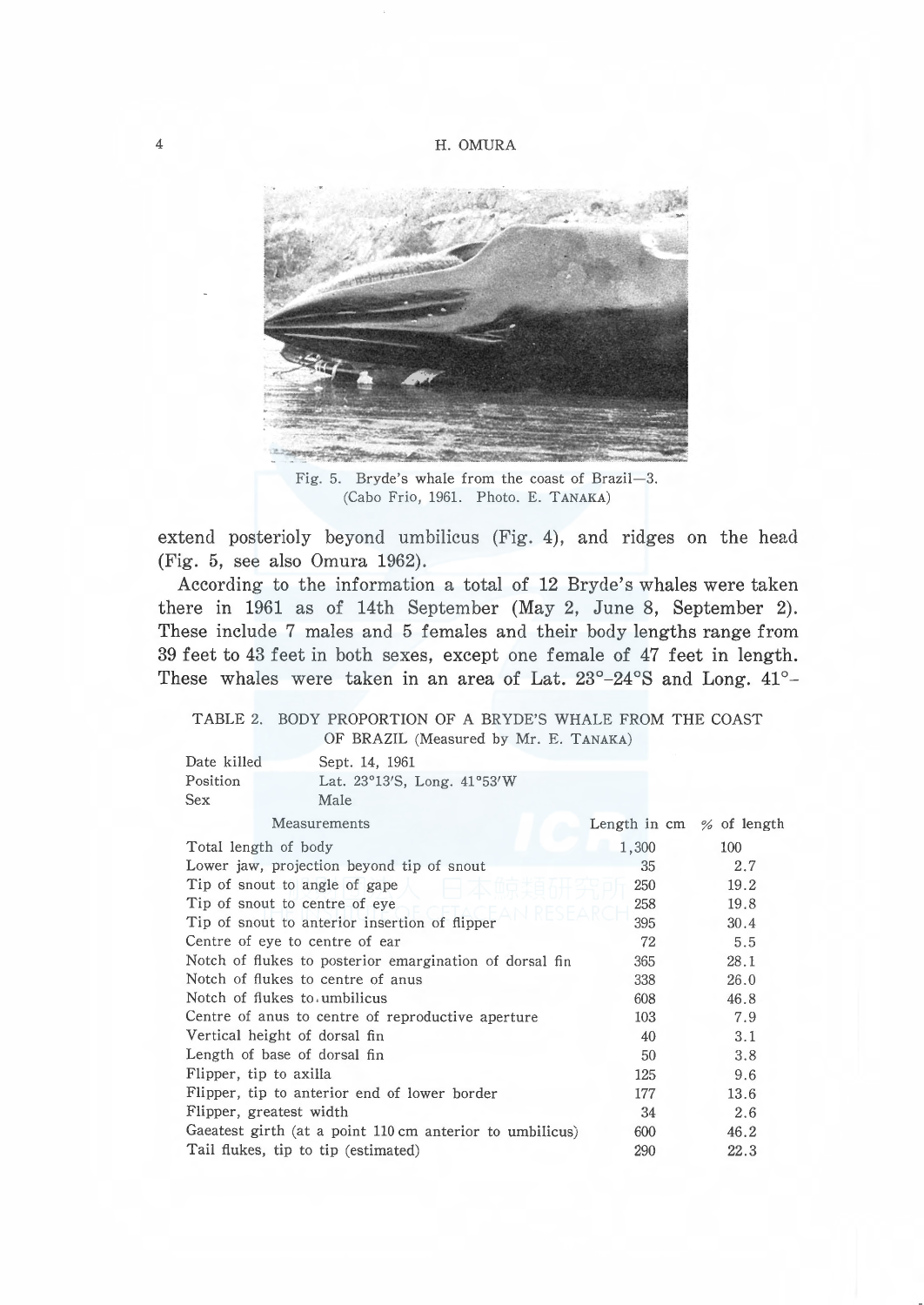Fig. 5. Bryde's whale from the coast of Brazil—3. (Cabo Frio, 1961. Photo. E. TANAKA)

extend posterioly beyond umbilicus (Fig. 4), and ridges on the head (Fig. 5, see also Omura 1962).

According to the information a total of 12 Bryde's whales were taken there in 1961 as of 14th September (May 2, June 8, September 2). These include 7 males and 5 females and their body lengths range from 39 feet to 43 feet in both sexes, except one female of 47 feet in length. These whales were taken in an area of Lat. 23°–24°S and Long. 41°–

TABLE 2. BODY PROPORTION OF A BRYDE'S WHALE FROM THE COAST OF BRAZIL (Measured by Mr. E. TANAKA)

Date killed Sept. 14, 1961
Position Lat. 23°13'S, Long. 41°53'W
Sex Male

| Measurements | Length in cm | % of length |
|---|---|---|
| Total length of body | 1,300 | 100 |
| Lower jaw, projection beyond tip of snout | 35 | 2.7 |
| Tip of snout to angle of gape | 250 | 19.2 |
| Tip of snout to centre of eye | 258 | 19.8 |
| Tip of snout to anterior insertion of flipper | 395 | 30.4 |
| Centre of eye to centre of ear | 72 | 5.5 |
| Notch of flukes to posterior emargination of dorsal fin | 365 | 28.1 |
| Notch of flukes to centre of anus | 338 | 26.0 |
| Notch of flukes to umbilicus | 608 | 46.8 |
| Centre of anus to centre of reproductive aperture | 103 | 7.9 |
| Vertical height of dorsal fin | 40 | 3.1 |
| Length of base of dorsal fin | 50 | 3.8 |
| Flipper, tip to axilla | 125 | 9.6 |
| Flipper, tip to anterior end of lower border | 177 | 13.6 |
| Flipper, greatest width | 34 | 2.6 |
| Gaeatest girth (at a point 110 cm anterior to umbilicus) | 600 | 46.2 |
| Tail flukes, tip to tip (estimated) | 290 | 22.3 |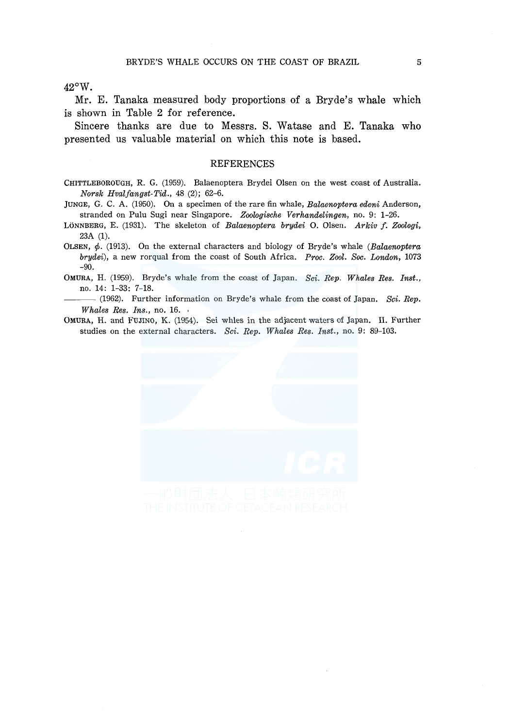42°W.

Mr. E. Tanaka measured body proportions of a Bryde's whale which is shown in Table 2 for reference.

Sincere thanks are due to Messrs. S. Watase and E. Tanaka who presented us valuable material on which this note is based.

## REFERENCES

CHITTLEBOROUGH, R. G. (1959). Balaenoptera Brydei Olsen on the west coast of Australia. *Norsk Hvalfangst-Tid.*, 48 (2); 62-6.

JUNGE, G. C. A. (1950). On a specimen of the rare fin whale, *Balaenoptera edeni* Anderson, stranded on Pulu Sugi near Singapore. *Zoologische Verhandelingen*, no. 9: 1-26.

LÖNNBERG, E. (1931). The skeleton of *Balaenoptera brydei* O. Olsen. *Arkiv f. Zoologi*, 23A (1).

OLSEN, ϕ. (1913). On the external characters and biology of Bryde's whale (*Balaenoptera brydei*), a new rorqual from the coast of South Africa. *Proc. Zool. Soc. London*, 1073 -90.

OMURA, H. (1959). Bryde's whale from the coast of Japan. *Sci. Rep. Whales Res. Inst.*, no. 14: 1-33: 7-18.

——— (1962). Further information on Bryde's whale from the coast of Japan. *Sci. Rep. Whales Res. Ins.*, no. 16.

OMURA, H. and FUJINO, K. (1954). Sei whles in the adjacent waters of Japan. II. Further studies on the external characters. *Sci. Rep. Whales Res. Inst.*, no. 9: 89-103.